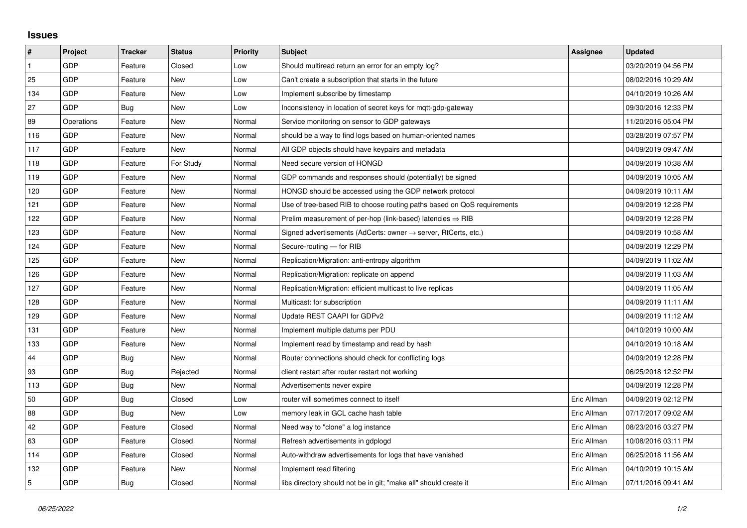## Issues

| # | Project | Tracker | Status | Priority | Subject | Assignee | Updated |
|---|---|---|---|---|---|---|---|
| 1 | GDP | Feature | Closed | Low | Should multiread return an error for an empty log? | | 03/20/2019 04:56 PM |
| 25 | GDP | Feature | New | Low | Can't create a subscription that starts in the future | | 08/02/2016 10:29 AM |
| 134 | GDP | Feature | New | Low | Implement subscribe by timestamp | | 04/10/2019 10:26 AM |
| 27 | GDP | Bug | New | Low | Inconsistency in location of secret keys for mqtt-gdp-gateway | | 09/30/2016 12:33 PM |
| 89 | Operations | Feature | New | Normal | Service monitoring on sensor to GDP gateways | | 11/20/2016 05:04 PM |
| 116 | GDP | Feature | New | Normal | should be a way to find logs based on human-oriented names | | 03/28/2019 07:57 PM |
| 117 | GDP | Feature | New | Normal | All GDP objects should have keypairs and metadata | | 04/09/2019 09:47 AM |
| 118 | GDP | Feature | For Study | Normal | Need secure version of HONGD | | 04/09/2019 10:38 AM |
| 119 | GDP | Feature | New | Normal | GDP commands and responses should (potentially) be signed | | 04/09/2019 10:05 AM |
| 120 | GDP | Feature | New | Normal | HONGD should be accessed using the GDP network protocol | | 04/09/2019 10:11 AM |
| 121 | GDP | Feature | New | Normal | Use of tree-based RIB to choose routing paths based on QoS requirements | | 04/09/2019 12:28 PM |
| 122 | GDP | Feature | New | Normal | Prelim measurement of per-hop (link-based) latencies ⇒ RIB | | 04/09/2019 12:28 PM |
| 123 | GDP | Feature | New | Normal | Signed advertisements (AdCerts: owner → server, RtCerts, etc.) | | 04/09/2019 10:58 AM |
| 124 | GDP | Feature | New | Normal | Secure-routing — for RIB | | 04/09/2019 12:29 PM |
| 125 | GDP | Feature | New | Normal | Replication/Migration: anti-entropy algorithm | | 04/09/2019 11:02 AM |
| 126 | GDP | Feature | New | Normal | Replication/Migration: replicate on append | | 04/09/2019 11:03 AM |
| 127 | GDP | Feature | New | Normal | Replication/Migration: efficient multicast to live replicas | | 04/09/2019 11:05 AM |
| 128 | GDP | Feature | New | Normal | Multicast: for subscription | | 04/09/2019 11:11 AM |
| 129 | GDP | Feature | New | Normal | Update REST CAAPI for GDPv2 | | 04/09/2019 11:12 AM |
| 131 | GDP | Feature | New | Normal | Implement multiple datums per PDU | | 04/10/2019 10:00 AM |
| 133 | GDP | Feature | New | Normal | Implement read by timestamp and read by hash | | 04/10/2019 10:18 AM |
| 44 | GDP | Bug | New | Normal | Router connections should check for conflicting logs | | 04/09/2019 12:28 PM |
| 93 | GDP | Bug | Rejected | Normal | client restart after router restart not working | | 06/25/2018 12:52 PM |
| 113 | GDP | Bug | New | Normal | Advertisements never expire | | 04/09/2019 12:28 PM |
| 50 | GDP | Bug | Closed | Low | router will sometimes connect to itself | Eric Allman | 04/09/2019 02:12 PM |
| 88 | GDP | Bug | New | Low | memory leak in GCL cache hash table | Eric Allman | 07/17/2017 09:02 AM |
| 42 | GDP | Feature | Closed | Normal | Need way to "clone" a log instance | Eric Allman | 08/23/2016 03:27 PM |
| 63 | GDP | Feature | Closed | Normal | Refresh advertisements in gdplogd | Eric Allman | 10/08/2016 03:11 PM |
| 114 | GDP | Feature | Closed | Normal | Auto-withdraw advertisements for logs that have vanished | Eric Allman | 06/25/2018 11:56 AM |
| 132 | GDP | Feature | New | Normal | Implement read filtering | Eric Allman | 04/10/2019 10:15 AM |
| 5 | GDP | Bug | Closed | Normal | libs directory should not be in git; "make all" should create it | Eric Allman | 07/11/2016 09:41 AM |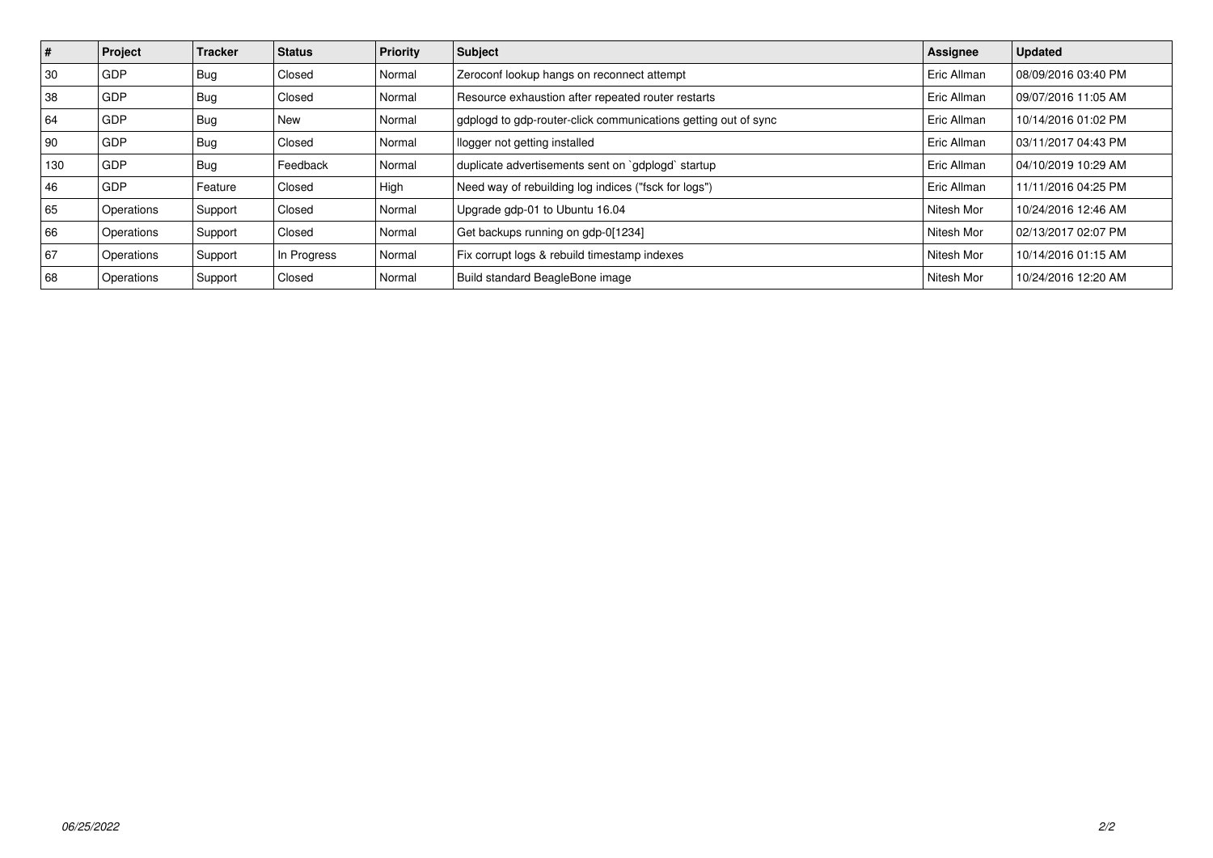| # | Project | Tracker | Status | Priority | Subject | Assignee | Updated |
|---|---|---|---|---|---|---|---|
| 30 | GDP | Bug | Closed | Normal | Zeroconf lookup hangs on reconnect attempt | Eric Allman | 08/09/2016 03:40 PM |
| 38 | GDP | Bug | Closed | Normal | Resource exhaustion after repeated router restarts | Eric Allman | 09/07/2016 11:05 AM |
| 64 | GDP | Bug | New | Normal | gdplogd to gdp-router-click communications getting out of sync | Eric Allman | 10/14/2016 01:02 PM |
| 90 | GDP | Bug | Closed | Normal | llogger not getting installed | Eric Allman | 03/11/2017 04:43 PM |
| 130 | GDP | Bug | Feedback | Normal | duplicate advertisements sent on `gdplogd` startup | Eric Allman | 04/10/2019 10:29 AM |
| 46 | GDP | Feature | Closed | High | Need way of rebuilding log indices ("fsck for logs") | Eric Allman | 11/11/2016 04:25 PM |
| 65 | Operations | Support | Closed | Normal | Upgrade gdp-01 to Ubuntu 16.04 | Nitesh Mor | 10/24/2016 12:46 AM |
| 66 | Operations | Support | Closed | Normal | Get backups running on gdp-0[1234] | Nitesh Mor | 02/13/2017 02:07 PM |
| 67 | Operations | Support | In Progress | Normal | Fix corrupt logs & rebuild timestamp indexes | Nitesh Mor | 10/14/2016 01:15 AM |
| 68 | Operations | Support | Closed | Normal | Build standard BeagleBone image | Nitesh Mor | 10/24/2016 12:20 AM |